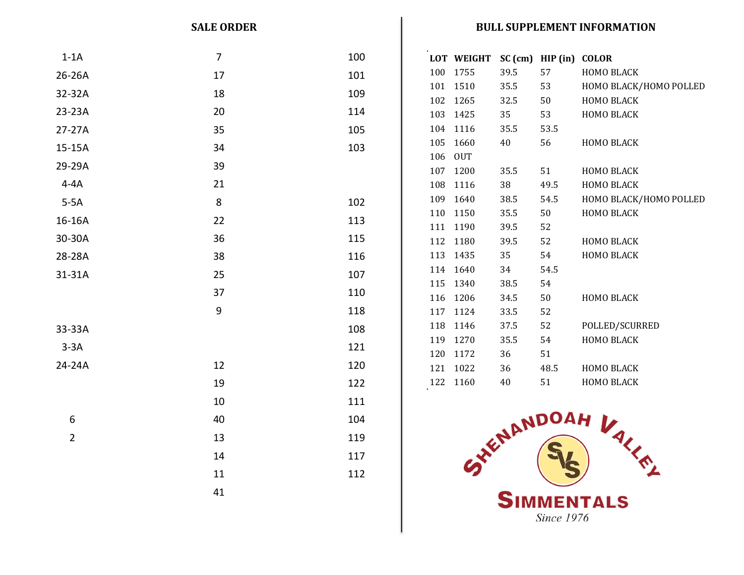## SALE ORDER

| | | |
|---|---|---|
| 1-1A | 7 | 100 |
| 26-26A | 17 | 101 |
| 32-32A | 18 | 109 |
| 23-23A | 20 | 114 |
| 27-27A | 35 | 105 |
| 15-15A | 34 | 103 |
| 29-29A | 39 | |
| 4-4A | 21 | |
| 5-5A | 8 | 102 |
| 16-16A | 22 | 113 |
| 30-30A | 36 | 115 |
| 28-28A | 38 | 116 |
| 31-31A | 25 | 107 |
| | 37 | 110 |
| | 9 | 118 |
| 33-33A | | 108 |
| 3-3A | | 121 |
| 24-24A | 12 | 120 |
| | 19 | 122 |
| | 10 | 111 |
| 6 | 40 | 104 |
| 2 | 13 | 119 |
| | 14 | 117 |
| | 11 | 112 |
| | 41 | |

## BULL SUPPLEMENT INFORMATION

| LOT | WEIGHT | SC (cm) | HIP (in) | COLOR |
|---|---|---|---|---|
| 100 | 1755 | 39.5 | 57 | HOMO BLACK |
| 101 | 1510 | 35.5 | 53 | HOMO BLACK/HOMO POLLED |
| 102 | 1265 | 32.5 | 50 | HOMO BLACK |
| 103 | 1425 | 35 | 53 | HOMO BLACK |
| 104 | 1116 | 35.5 | 53.5 | |
| 105 | 1660 | 40 | 56 | HOMO BLACK |
| 106 | OUT | | | |
| 107 | 1200 | 35.5 | 51 | HOMO BLACK |
| 108 | 1116 | 38 | 49.5 | HOMO BLACK |
| 109 | 1640 | 38.5 | 54.5 | HOMO BLACK/HOMO POLLED |
| 110 | 1150 | 35.5 | 50 | HOMO BLACK |
| 111 | 1190 | 39.5 | 52 | |
| 112 | 1180 | 39.5 | 52 | HOMO BLACK |
| 113 | 1435 | 35 | 54 | HOMO BLACK |
| 114 | 1640 | 34 | 54.5 | |
| 115 | 1340 | 38.5 | 54 | |
| 116 | 1206 | 34.5 | 50 | HOMO BLACK |
| 117 | 1124 | 33.5 | 52 | |
| 118 | 1146 | 37.5 | 52 | POLLED/SCURRED |
| 119 | 1270 | 35.5 | 54 | HOMO BLACK |
| 120 | 1172 | 36 | 51 | |
| 121 | 1022 | 36 | 48.5 | HOMO BLACK |
| 122 | 1160 | 40 | 51 | HOMO BLACK |

SHENANDOAH VALLEY

SVS

SIMMENTALS

*Since 1976*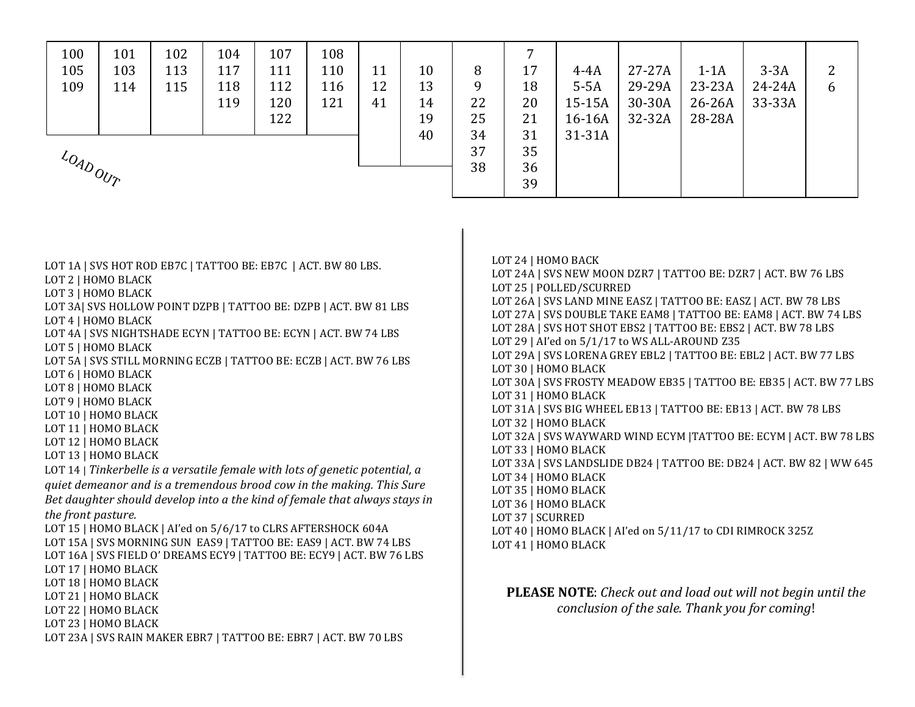| | | | | | | | | | | | | | | |
|---|---|---|---|---|---|---|---|---|---|---|---|---|---|---|
| 100<br>105<br>109 | 101<br>103<br>114 | 102<br>113<br>115 | 104<br>117<br>118<br>119 | 107<br>111<br>112<br>120<br>122 | 108<br>110<br>116<br>121 | 11<br>12<br>41 | 10<br>13<br>14<br>19<br>40 | 8<br>9<br>22<br>25<br>34<br>37<br>38 | 7<br>17<br>18<br>20<br>21<br>31<br>35<br>36<br>39 | 4-4A<br>5-5A<br>15-15A<br>16-16A<br>31-31A | 27-27A<br>29-29A<br>30-30A<br>32-32A | 1-1A<br>23-23A<br>26-26A<br>28-28A | 3-3A<br>24-24A<br>33-33A | 2<br>6 |

LOAD OUT

LOT 1A | SVS HOT ROD EB7C | TATTOO BE: EB7C | ACT. BW 80 LBS.
LOT 2 | HOMO BLACK
LOT 3 | HOMO BLACK
LOT 3A| SVS HOLLOW POINT DZPB | TATTOO BE: DZPB | ACT. BW 81 LBS
LOT 4 | HOMO BLACK
LOT 4A | SVS NIGHTSHADE ECYN | TATTOO BE: ECYN | ACT. BW 74 LBS
LOT 5 | HOMO BLACK
LOT 5A | SVS STILL MORNING ECZB | TATTOO BE: ECZB | ACT. BW 76 LBS
LOT 6 | HOMO BLACK
LOT 8 | HOMO BLACK
LOT 9 | HOMO BLACK
LOT 10 | HOMO BLACK
LOT 11 | HOMO BLACK
LOT 12 | HOMO BLACK
LOT 13 | HOMO BLACK
LOT 14 | *Tinkerbelle is a versatile female with lots of genetic potential, a quiet demeanor and is a tremendous brood cow in the making. This Sure Bet daughter should develop into a the kind of female that always stays in the front pasture.*
LOT 15 | HOMO BLACK | AI'ed on 5/6/17 to CLRS AFTERSHOCK 604A
LOT 15A | SVS MORNING SUN EAS9 | TATTOO BE: EAS9 | ACT. BW 74 LBS
LOT 16A | SVS FIELD O' DREAMS ECY9 | TATTOO BE: ECY9 | ACT. BW 76 LBS
LOT 17 | HOMO BLACK
LOT 18 | HOMO BLACK
LOT 21 | HOMO BLACK
LOT 22 | HOMO BLACK
LOT 23 | HOMO BLACK
LOT 23A | SVS RAIN MAKER EBR7 | TATTOO BE: EBR7 | ACT. BW 70 LBS
LOT 24 | HOMO BACK
LOT 24A | SVS NEW MOON DZR7 | TATTOO BE: DZR7 | ACT. BW 76 LBS
LOT 25 | POLLED/SCURRED
LOT 26A | SVS LAND MINE EASZ | TATTOO BE: EASZ | ACT. BW 78 LBS
LOT 27A | SVS DOUBLE TAKE EAM8 | TATTOO BE: EAM8 | ACT. BW 74 LBS
LOT 28A | SVS HOT SHOT EBS2 | TATTOO BE: EBS2 | ACT. BW 78 LBS
LOT 29 | AI'ed on 5/1/17 to WS ALL-AROUND Z35
LOT 29A | SVS LORENA GREY EBL2 | TATTOO BE: EBL2 | ACT. BW 77 LBS
LOT 30 | HOMO BLACK
LOT 30A | SVS FROSTY MEADOW EB35 | TATTOO BE: EB35 | ACT. BW 77 LBS
LOT 31 | HOMO BLACK
LOT 31A | SVS BIG WHEEL EB13 | TATTOO BE: EB13 | ACT. BW 78 LBS
LOT 32 | HOMO BLACK
LOT 32A | SVS WAYWARD WIND ECYM |TATTOO BE: ECYM | ACT. BW 78 LBS
LOT 33 | HOMO BLACK
LOT 33A | SVS LANDSLIDE DB24 | TATTOO BE: DB24 | ACT. BW 82 | WW 645
LOT 34 | HOMO BLACK
LOT 35 | HOMO BLACK
LOT 36 | HOMO BLACK
LOT 37 | SCURRED
LOT 40 | HOMO BLACK | AI'ed on 5/11/17 to CDI RIMROCK 325Z
LOT 41 | HOMO BLACK

**PLEASE NOTE**: *Check out and load out will not begin until the conclusion of the sale. Thank you for coming*!